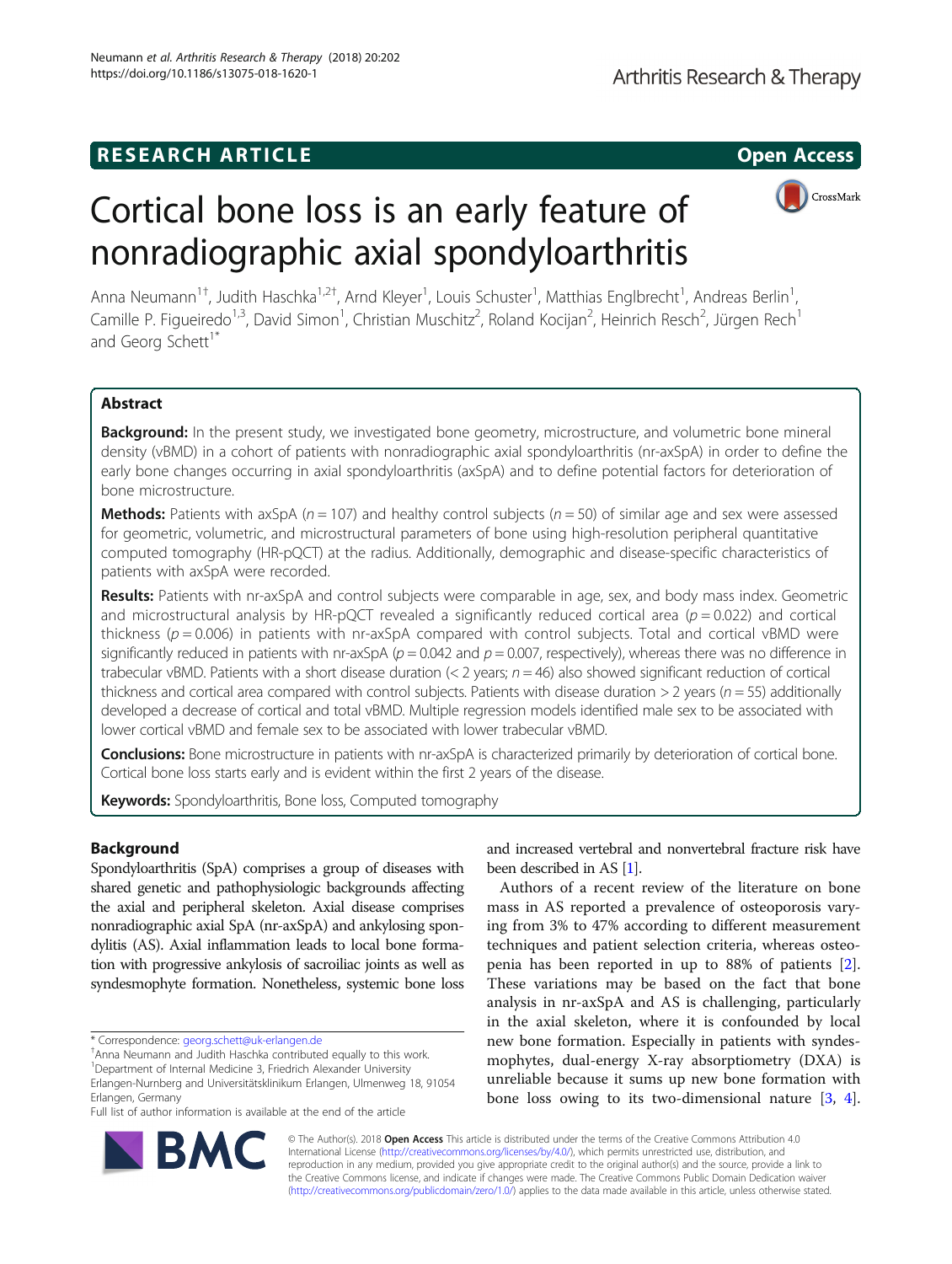RESEARCH ARTICLE

Open Access

# Cortical bone loss is an early feature of nonradiographic axial spondyloarthritis

Anna Neumann[1†], Judith Haschka[1,2†], Arnd Kleyer[1], Louis Schuster[1], Matthias Englbrecht[1], Andreas Berlin[1], Camille P. Figueiredo[1,3], David Simon[1], Christian Muschitz[2], Roland Kocijan[2], Heinrich Resch[2], Jürgen Rech[1] and Georg Schett[1*]

## Abstract

**Background:** In the present study, we investigated bone geometry, microstructure, and volumetric bone mineral density (vBMD) in a cohort of patients with nonradiographic axial spondyloarthritis (nr-axSpA) in order to define the early bone changes occurring in axial spondyloarthritis (axSpA) and to define potential factors for deterioration of bone microstructure.

**Methods:** Patients with axSpA ($n = 107$) and healthy control subjects ($n = 50$) of similar age and sex were assessed for geometric, volumetric, and microstructural parameters of bone using high-resolution peripheral quantitative computed tomography (HR-pQCT) at the radius. Additionally, demographic and disease-specific characteristics of patients with axSpA were recorded.

**Results:** Patients with nr-axSpA and control subjects were comparable in age, sex, and body mass index. Geometric and microstructural analysis by HR-pQCT revealed a significantly reduced cortical area ($p = 0.022$) and cortical thickness ($p = 0.006$) in patients with nr-axSpA compared with control subjects. Total and cortical vBMD were significantly reduced in patients with nr-axSpA ($p = 0.042$ and $p = 0.007$, respectively), whereas there was no difference in trabecular vBMD. Patients with a short disease duration (< 2 years; $n = 46$) also showed significant reduction of cortical thickness and cortical area compared with control subjects. Patients with disease duration > 2 years ($n = 55$) additionally developed a decrease of cortical and total vBMD. Multiple regression models identified male sex to be associated with lower cortical vBMD and female sex to be associated with lower trabecular vBMD.

**Conclusions:** Bone microstructure in patients with nr-axSpA is characterized primarily by deterioration of cortical bone. Cortical bone loss starts early and is evident within the first 2 years of the disease.

**Keywords:** Spondyloarthritis, Bone loss, Computed tomography

## Background

Spondyloarthritis (SpA) comprises a group of diseases with shared genetic and pathophysiologic backgrounds affecting the axial and peripheral skeleton. Axial disease comprises nonradiographic axial SpA (nr-axSpA) and ankylosing spondylitis (AS). Axial inflammation leads to local bone formation with progressive ankylosis of sacroiliac joints as well as syndesmophyte formation. Nonetheless, systemic bone loss and increased vertebral and nonvertebral fracture risk have been described in AS [1].

Authors of a recent review of the literature on bone mass in AS reported a prevalence of osteoporosis varying from 3% to 47% according to different measurement techniques and patient selection criteria, whereas osteopenia has been reported in up to 88% of patients [2]. These variations may be based on the fact that bone analysis in nr-axSpA and AS is challenging, particularly in the axial skeleton, where it is confounded by local new bone formation. Especially in patients with syndesmophytes, dual-energy X-ray absorptiometry (DXA) is unreliable because it sums up new bone formation with bone loss owing to its two-dimensional nature [3, 4].

\* Correspondence: georg.schett@uk-erlangen.de

†Anna Neumann and Judith Haschka contributed equally to this work.

[1]Department of Internal Medicine 3, Friedrich Alexander University Erlangen-Nurnberg and Universitätsklinikum Erlangen, Ulmenweg 18, 91054 Erlangen, Germany

Full list of author information is available at the end of the article

© The Author(s). 2018 **Open Access** This article is distributed under the terms of the Creative Commons Attribution 4.0 International License (http://creativecommons.org/licenses/by/4.0/), which permits unrestricted use, distribution, and reproduction in any medium, provided you give appropriate credit to the original author(s) and the source, provide a link to the Creative Commons license, and indicate if changes were made. The Creative Commons Public Domain Dedication waiver (http://creativecommons.org/publicdomain/zero/1.0/) applies to the data made available in this article, unless otherwise stated.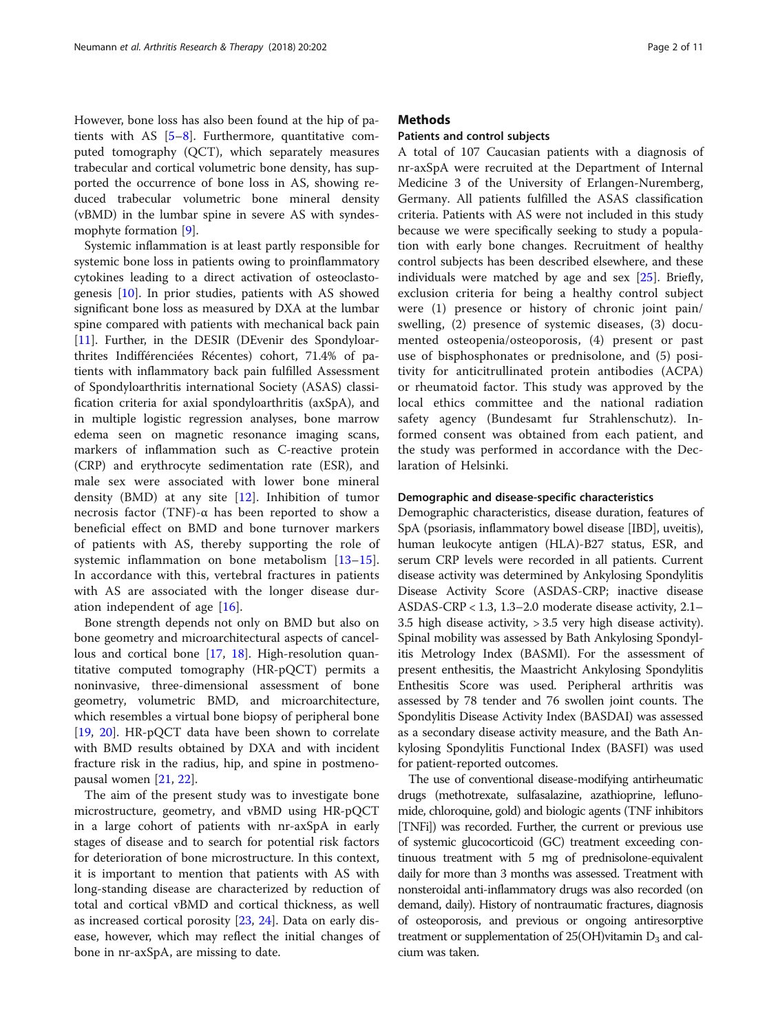However, bone loss has also been found at the hip of patients with AS [5–8]. Furthermore, quantitative computed tomography (QCT), which separately measures trabecular and cortical volumetric bone density, has supported the occurrence of bone loss in AS, showing reduced trabecular volumetric bone mineral density (vBMD) in the lumbar spine in severe AS with syndesmophyte formation [9].

Systemic inflammation is at least partly responsible for systemic bone loss in patients owing to proinflammatory cytokines leading to a direct activation of osteoclastogenesis [10]. In prior studies, patients with AS showed significant bone loss as measured by DXA at the lumbar spine compared with patients with mechanical back pain [11]. Further, in the DESIR (DEvenir des Spondyloarthrites Indifférenciées Récentes) cohort, 71.4% of patients with inflammatory back pain fulfilled Assessment of Spondyloarthritis international Society (ASAS) classification criteria for axial spondyloarthritis (axSpA), and in multiple logistic regression analyses, bone marrow edema seen on magnetic resonance imaging scans, markers of inflammation such as C-reactive protein (CRP) and erythrocyte sedimentation rate (ESR), and male sex were associated with lower bone mineral density (BMD) at any site [12]. Inhibition of tumor necrosis factor (TNF)-α has been reported to show a beneficial effect on BMD and bone turnover markers of patients with AS, thereby supporting the role of systemic inflammation on bone metabolism [13–15]. In accordance with this, vertebral fractures in patients with AS are associated with the longer disease duration independent of age [16].

Bone strength depends not only on BMD but also on bone geometry and microarchitectural aspects of cancellous and cortical bone [17, 18]. High-resolution quantitative computed tomography (HR-pQCT) permits a noninvasive, three-dimensional assessment of bone geometry, volumetric BMD, and microarchitecture, which resembles a virtual bone biopsy of peripheral bone [19, 20]. HR-pQCT data have been shown to correlate with BMD results obtained by DXA and with incident fracture risk in the radius, hip, and spine in postmenopausal women [21, 22].

The aim of the present study was to investigate bone microstructure, geometry, and vBMD using HR-pQCT in a large cohort of patients with nr-axSpA in early stages of disease and to search for potential risk factors for deterioration of bone microstructure. In this context, it is important to mention that patients with AS with long-standing disease are characterized by reduction of total and cortical vBMD and cortical thickness, as well as increased cortical porosity [23, 24]. Data on early disease, however, which may reflect the initial changes of bone in nr-axSpA, are missing to date.

## Methods

### Patients and control subjects

A total of 107 Caucasian patients with a diagnosis of nr-axSpA were recruited at the Department of Internal Medicine 3 of the University of Erlangen-Nuremberg, Germany. All patients fulfilled the ASAS classification criteria. Patients with AS were not included in this study because we were specifically seeking to study a population with early bone changes. Recruitment of healthy control subjects has been described elsewhere, and these individuals were matched by age and sex [25]. Briefly, exclusion criteria for being a healthy control subject were (1) presence or history of chronic joint pain/swelling, (2) presence of systemic diseases, (3) documented osteopenia/osteoporosis, (4) present or past use of bisphosphonates or prednisolone, and (5) positivity for anticitrullinated protein antibodies (ACPA) or rheumatoid factor. This study was approved by the local ethics committee and the national radiation safety agency (Bundesamt fur Strahlenschutz). Informed consent was obtained from each patient, and the study was performed in accordance with the Declaration of Helsinki.

### Demographic and disease-specific characteristics

Demographic characteristics, disease duration, features of SpA (psoriasis, inflammatory bowel disease [IBD], uveitis), human leukocyte antigen (HLA)-B27 status, ESR, and serum CRP levels were recorded in all patients. Current disease activity was determined by Ankylosing Spondylitis Disease Activity Score (ASDAS-CRP; inactive disease ASDAS-CRP < 1.3, 1.3–2.0 moderate disease activity, 2.1–3.5 high disease activity, > 3.5 very high disease activity). Spinal mobility was assessed by Bath Ankylosing Spondylitis Metrology Index (BASMI). For the assessment of present enthesitis, the Maastricht Ankylosing Spondylitis Enthesitis Score was used. Peripheral arthritis was assessed by 78 tender and 76 swollen joint counts. The Spondylitis Disease Activity Index (BASDAI) was assessed as a secondary disease activity measure, and the Bath Ankylosing Spondylitis Functional Index (BASFI) was used for patient-reported outcomes.

The use of conventional disease-modifying antirheumatic drugs (methotrexate, sulfasalazine, azathioprine, leflunomide, chloroquine, gold) and biologic agents (TNF inhibitors [TNFi]) was recorded. Further, the current or previous use of systemic glucocorticoid (GC) treatment exceeding continuous treatment with 5 mg of prednisolone-equivalent daily for more than 3 months was assessed. Treatment with nonsteroidal anti-inflammatory drugs was also recorded (on demand, daily). History of nontraumatic fractures, diagnosis of osteoporosis, and previous or ongoing antiresorptive treatment or supplementation of 25(OH)vitamin $D_3$ and calcium was taken.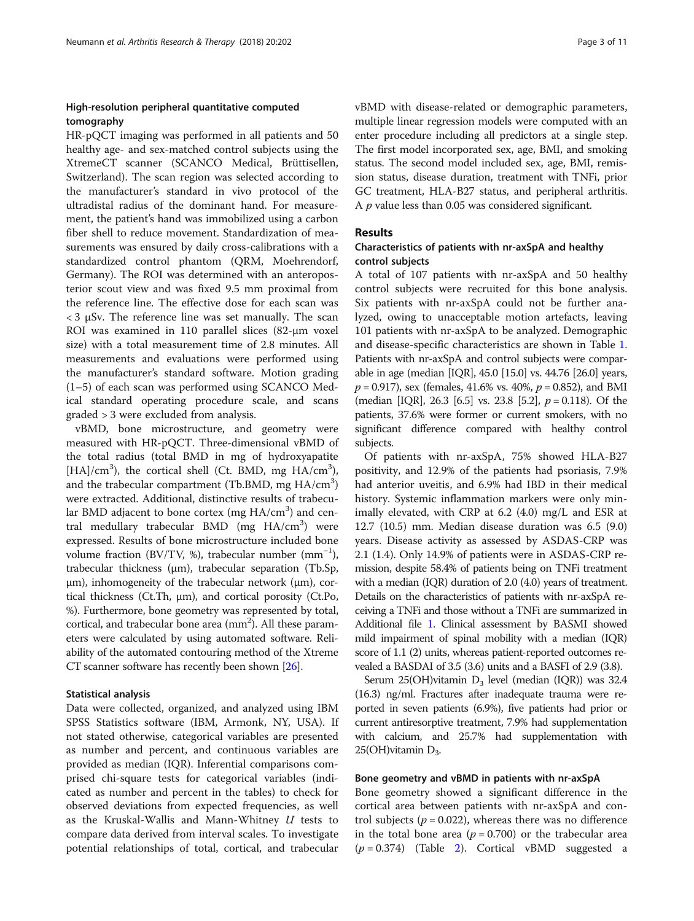### High-resolution peripheral quantitative computed tomography

HR-pQCT imaging was performed in all patients and 50 healthy age- and sex-matched control subjects using the XtremeCT scanner (SCANCO Medical, Brüttisellen, Switzerland). The scan region was selected according to the manufacturer's standard in vivo protocol of the ultradistal radius of the dominant hand. For measurement, the patient's hand was immobilized using a carbon fiber shell to reduce movement. Standardization of measurements was ensured by daily cross-calibrations with a standardized control phantom (QRM, Moehrendorf, Germany). The ROI was determined with an anteroposterior scout view and was fixed 9.5 mm proximal from the reference line. The effective dose for each scan was < 3 μSv. The reference line was set manually. The scan ROI was examined in 110 parallel slices (82-μm voxel size) with a total measurement time of 2.8 minutes. All measurements and evaluations were performed using the manufacturer's standard software. Motion grading (1–5) of each scan was performed using SCANCO Medical standard operating procedure scale, and scans graded > 3 were excluded from analysis.

vBMD, bone microstructure, and geometry were measured with HR-pQCT. Three-dimensional vBMD of the total radius (total BMD in mg of hydroxyapatite [HA]/$cm^3$), the cortical shell (Ct. BMD, mg HA/$cm^3$), and the trabecular compartment (Tb.BMD, mg HA/$cm^3$) were extracted. Additional, distinctive results of trabecular BMD adjacent to bone cortex (mg HA/$cm^3$) and central medullary trabecular BMD (mg HA/$cm^3$) were expressed. Results of bone microstructure included bone volume fraction (BV/TV, %), trabecular number ($mm^{-1}$), trabecular thickness (μm), trabecular separation (Tb.Sp, μm), inhomogeneity of the trabecular network (μm), cortical thickness (Ct.Th, μm), and cortical porosity (Ct.Po, %). Furthermore, bone geometry was represented by total, cortical, and trabecular bone area ($mm^2$). All these parameters were calculated by using automated software. Reliability of the automated contouring method of the Xtreme CT scanner software has recently been shown [26].

### Statistical analysis

Data were collected, organized, and analyzed using IBM SPSS Statistics software (IBM, Armonk, NY, USA). If not stated otherwise, categorical variables are presented as number and percent, and continuous variables are provided as median (IQR). Inferential comparisons comprised chi-square tests for categorical variables (indicated as number and percent in the tables) to check for observed deviations from expected frequencies, as well as the Kruskal-Wallis and Mann-Whitney *U* tests to compare data derived from interval scales. To investigate potential relationships of total, cortical, and trabecular vBMD with disease-related or demographic parameters, multiple linear regression models were computed with an enter procedure including all predictors at a single step. The first model incorporated sex, age, BMI, and smoking status. The second model included sex, age, BMI, remission status, disease duration, treatment with TNFi, prior GC treatment, HLA-B27 status, and peripheral arthritis. A *p* value less than 0.05 was considered significant.

## Results

### Characteristics of patients with nr-axSpA and healthy control subjects

A total of 107 patients with nr-axSpA and 50 healthy control subjects were recruited for this bone analysis. Six patients with nr-axSpA could not be further analyzed, owing to unacceptable motion artefacts, leaving 101 patients with nr-axSpA to be analyzed. Demographic and disease-specific characteristics are shown in Table 1. Patients with nr-axSpA and control subjects were comparable in age (median [IQR], 45.0 [15.0] vs. 44.76 [26.0] years, $p = 0.917$), sex (females, 41.6% vs. 40%, $p = 0.852$), and BMI (median [IQR], 26.3 [6.5] vs. 23.8 [5.2], $p = 0.118$). Of the patients, 37.6% were former or current smokers, with no significant difference compared with healthy control subjects.

Of patients with nr-axSpA, 75% showed HLA-B27 positivity, and 12.9% of the patients had psoriasis, 7.9% had anterior uveitis, and 6.9% had IBD in their medical history. Systemic inflammation markers were only minimally elevated, with CRP at 6.2 (4.0) mg/L and ESR at 12.7 (10.5) mm. Median disease duration was 6.5 (9.0) years. Disease activity as assessed by ASDAS-CRP was 2.1 (1.4). Only 14.9% of patients were in ASDAS-CRP remission, despite 58.4% of patients being on TNFi treatment with a median (IQR) duration of 2.0 (4.0) years of treatment. Details on the characteristics of patients with nr-axSpA receiving a TNFi and those without a TNFi are summarized in Additional file 1. Clinical assessment by BASMI showed mild impairment of spinal mobility with a median (IQR) score of 1.1 (2) units, whereas patient-reported outcomes revealed a BASDAI of 3.5 (3.6) units and a BASFI of 2.9 (3.8).

Serum 25(OH)vitamin $D_3$ level (median (IQR)) was 32.4 (16.3) ng/ml. Fractures after inadequate trauma were reported in seven patients (6.9%), five patients had prior or current antiresorptive treatment, 7.9% had supplementation with calcium, and 25.7% had supplementation with 25(OH)vitamin $D_3$.

### Bone geometry and vBMD in patients with nr-axSpA

Bone geometry showed a significant difference in the cortical area between patients with nr-axSpA and control subjects ($p = 0.022$), whereas there was no difference in the total bone area ($p = 0.700$) or the trabecular area ($p = 0.374$) (Table 2). Cortical vBMD suggested a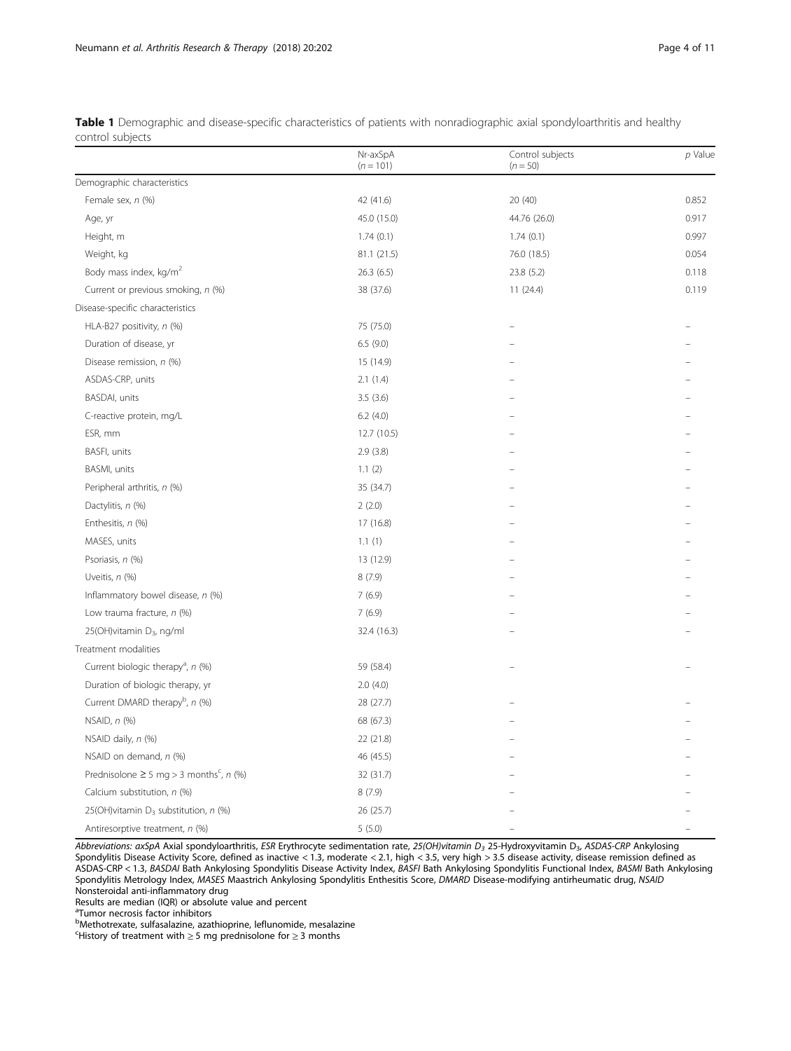**Table 1** Demographic and disease-specific characteristics of patients with nonradiographic axial spondyloarthritis and healthy control subjects

| | Nr-axSpA ($n = 101$) | Control subjects ($n = 50$) | *p* Value |
|---|---|---|---|
| Demographic characteristics | | | |
| Female sex, *n* (%) | 42 (41.6) | 20 (40) | 0.852 |
| Age, yr | 45.0 (15.0) | 44.76 (26.0) | 0.917 |
| Height, m | 1.74 (0.1) | 1.74 (0.1) | 0.997 |
| Weight, kg | 81.1 (21.5) | 76.0 (18.5) | 0.054 |
| Body mass index, kg/m$^2$ | 26.3 (6.5) | 23.8 (5.2) | 0.118 |
| Current or previous smoking, *n* (%) | 38 (37.6) | 11 (24.4) | 0.119 |
| Disease-specific characteristics | | | |
| HLA-B27 positivity, *n* (%) | 75 (75.0) | – | – |
| Duration of disease, yr | 6.5 (9.0) | – | – |
| Disease remission, *n* (%) | 15 (14.9) | – | – |
| ASDAS-CRP, units | 2.1 (1.4) | – | – |
| BASDAI, units | 3.5 (3.6) | – | – |
| C-reactive protein, mg/L | 6.2 (4.0) | – | – |
| ESR, mm | 12.7 (10.5) | – | – |
| BASFI, units | 2.9 (3.8) | – | – |
| BASMI, units | 1.1 (2) | – | – |
| Peripheral arthritis, *n* (%) | 35 (34.7) | – | – |
| Dactylitis, *n* (%) | 2 (2.0) | – | – |
| Enthesitis, *n* (%) | 17 (16.8) | – | – |
| MASES, units | 1.1 (1) | – | – |
| Psoriasis, *n* (%) | 13 (12.9) | – | – |
| Uveitis, *n* (%) | 8 (7.9) | – | – |
| Inflammatory bowel disease, *n* (%) | 7 (6.9) | – | – |
| Low trauma fracture, *n* (%) | 7 (6.9) | – | – |
| 25(OH)vitamin $D_3$, ng/ml | 32.4 (16.3) | – | – |
| Treatment modalities | | | |
| Current biologic therapy[a], *n* (%) | 59 (58.4) | – | – |
| Duration of biologic therapy, yr | 2.0 (4.0) | | |
| Current DMARD therapy[b], *n* (%) | 28 (27.7) | – | – |
| NSAID, *n* (%) | 68 (67.3) | – | – |
| NSAID daily, *n* (%) | 22 (21.8) | – | – |
| NSAID on demand, *n* (%) | 46 (45.5) | – | – |
| Prednisolone ≥ 5 mg > 3 months[c], *n* (%) | 32 (31.7) | – | – |
| Calcium substitution, *n* (%) | 8 (7.9) | – | – |
| 25(OH)vitamin $D_3$ substitution, *n* (%) | 26 (25.7) | – | – |
| Antiresorptive treatment, *n* (%) | 5 (5.0) | – | – |

*Abbreviations: axSpA* Axial spondyloarthritis, *ESR* Erythrocyte sedimentation rate, *25(OH)vitamin $D_3$* 25-Hydroxyvitamin $D_3$, *ASDAS-CRP* Ankylosing Spondylitis Disease Activity Score, defined as inactive < 1.3, moderate < 2.1, high < 3.5, very high > 3.5 disease activity, disease remission defined as ASDAS-CRP < 1.3, *BASDAI* Bath Ankylosing Spondylitis Disease Activity Index, *BASFI* Bath Ankylosing Spondylitis Functional Index, *BASMI* Bath Ankylosing Spondylitis Metrology Index, *MASES* Maastrich Ankylosing Spondylitis Enthesitis Score, *DMARD* Disease-modifying antirheumatic drug, *NSAID* Nonsteroidal anti-inflammatory drug

Results are median (IQR) or absolute value and percent

[a]Tumor necrosis factor inhibitors

[b]Methotrexate, sulfasalazine, azathioprine, leflunomide, mesalazine

[c]History of treatment with ≥ 5 mg prednisolone for ≥ 3 months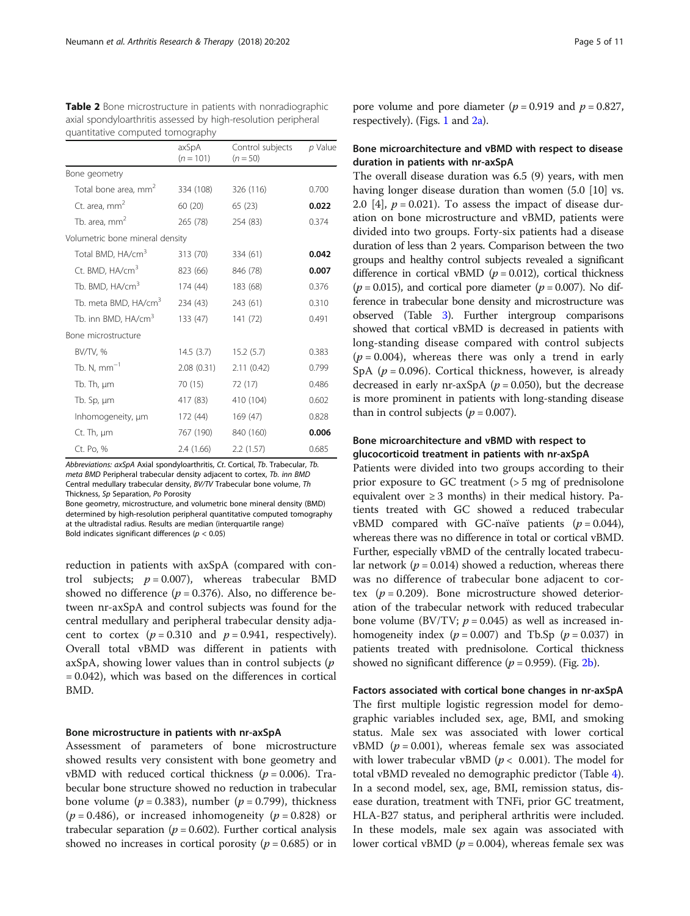**Table 2** Bone microstructure in patients with nonradiographic axial spondyloarthritis assessed by high-resolution peripheral quantitative computed tomography

| | axSpA (n = 101) | Control subjects (n = 50) | p Value |
|---|---|---|---|
| Bone geometry | | | |
| Total bone area, mm$^2$ | 334 (108) | 326 (116) | 0.700 |
| Ct. area, mm$^2$ | 60 (20) | 65 (23) | **0.022** |
| Tb. area, mm$^2$ | 265 (78) | 254 (83) | 0.374 |
| Volumetric bone mineral density | | | |
| Total BMD, HA/cm$^3$ | 313 (70) | 334 (61) | **0.042** |
| Ct. BMD, HA/cm$^3$ | 823 (66) | 846 (78) | **0.007** |
| Tb. BMD, HA/cm$^3$ | 174 (44) | 183 (68) | 0.376 |
| Tb. meta BMD, HA/cm$^3$ | 234 (43) | 243 (61) | 0.310 |
| Tb. inn BMD, HA/cm$^3$ | 133 (47) | 141 (72) | 0.491 |
| Bone microstructure | | | |
| BV/TV, % | 14.5 (3.7) | 15.2 (5.7) | 0.383 |
| Tb. N, mm$^{-1}$ | 2.08 (0.31) | 2.11 (0.42) | 0.799 |
| Tb. Th, µm | 70 (15) | 72 (17) | 0.486 |
| Tb. Sp, µm | 417 (83) | 410 (104) | 0.602 |
| Inhomogeneity, µm | 172 (44) | 169 (47) | 0.828 |
| Ct. Th, µm | 767 (190) | 840 (160) | **0.006** |
| Ct. Po, % | 2.4 (1.66) | 2.2 (1.57) | 0.685 |

*Abbreviations: axSpA* Axial spondyloarthritis, *Ct.* Cortical, *Tb.* Trabecular, *Tb. meta BMD* Peripheral trabecular density adjacent to cortex, *Tb. inn BMD* Central medullary trabecular density, *BV/TV* Trabecular bone volume, *Th* Thickness, *Sp* Separation, *Po* Porosity
Bone geometry, microstructure, and volumetric bone mineral density (BMD) determined by high-resolution peripheral quantitative computed tomography at the ultradistal radius. Results are median (interquartile range)
Bold indicates significant differences ($p < 0.05$)

reduction in patients with axSpA (compared with control subjects; $p = 0.007$), whereas trabecular BMD showed no difference ($p = 0.376$). Also, no difference between nr-axSpA and control subjects was found for the central medullary and peripheral trabecular density adjacent to cortex ($p = 0.310$ and $p = 0.941$, respectively). Overall total vBMD was different in patients with axSpA, showing lower values than in control subjects ($p = 0.042$), which was based on the differences in cortical BMD.

#### Bone microstructure in patients with nr-axSpA

Assessment of parameters of bone microstructure showed results very consistent with bone geometry and vBMD with reduced cortical thickness ($p = 0.006$). Trabecular bone structure showed no reduction in trabecular bone volume ($p = 0.383$), number ($p = 0.799$), thickness ($p = 0.486$), or increased inhomogeneity ($p = 0.828$) or trabecular separation ($p = 0.602$). Further cortical analysis showed no increases in cortical porosity ($p = 0.685$) or in pore volume and pore diameter ($p = 0.919$ and $p = 0.827$, respectively). (Figs. 1 and 2a).

#### Bone microarchitecture and vBMD with respect to disease duration in patients with nr-axSpA

The overall disease duration was 6.5 (9) years, with men having longer disease duration than women (5.0 [10] vs. 2.0 [4], $p = 0.021$). To assess the impact of disease duration on bone microstructure and vBMD, patients were divided into two groups. Forty-six patients had a disease duration of less than 2 years. Comparison between the two groups and healthy control subjects revealed a significant difference in cortical vBMD ($p = 0.012$), cortical thickness ($p = 0.015$), and cortical pore diameter ($p = 0.007$). No difference in trabecular bone density and microstructure was observed (Table 3). Further intergroup comparisons showed that cortical vBMD is decreased in patients with long-standing disease compared with control subjects ($p = 0.004$), whereas there was only a trend in early SpA ($p = 0.096$). Cortical thickness, however, is already decreased in early nr-axSpA ($p = 0.050$), but the decrease is more prominent in patients with long-standing disease than in control subjects ($p = 0.007$).

#### Bone microarchitecture and vBMD with respect to glucocorticoid treatment in patients with nr-axSpA

Patients were divided into two groups according to their prior exposure to GC treatment (> 5 mg of prednisolone equivalent over ≥ 3 months) in their medical history. Patients treated with GC showed a reduced trabecular vBMD compared with GC-naïve patients ($p = 0.044$), whereas there was no difference in total or cortical vBMD. Further, especially vBMD of the centrally located trabecular network ($p = 0.014$) showed a reduction, whereas there was no difference of trabecular bone adjacent to cortex ($p = 0.209$). Bone microstructure showed deterioration of the trabecular network with reduced trabecular bone volume (BV/TV; $p = 0.045$) as well as increased inhomogeneity index ($p = 0.007$) and Tb.Sp ($p = 0.037$) in patients treated with prednisolone. Cortical thickness showed no significant difference ($p = 0.959$). (Fig. 2b).

#### Factors associated with cortical bone changes in nr-axSpA

The first multiple logistic regression model for demographic variables included sex, age, BMI, and smoking status. Male sex was associated with lower cortical vBMD ($p = 0.001$), whereas female sex was associated with lower trabecular vBMD ($p < 0.001$). The model for total vBMD revealed no demographic predictor (Table 4). In a second model, sex, age, BMI, remission status, disease duration, treatment with TNFi, prior GC treatment, HLA-B27 status, and peripheral arthritis were included. In these models, male sex again was associated with lower cortical vBMD ($p = 0.004$), whereas female sex was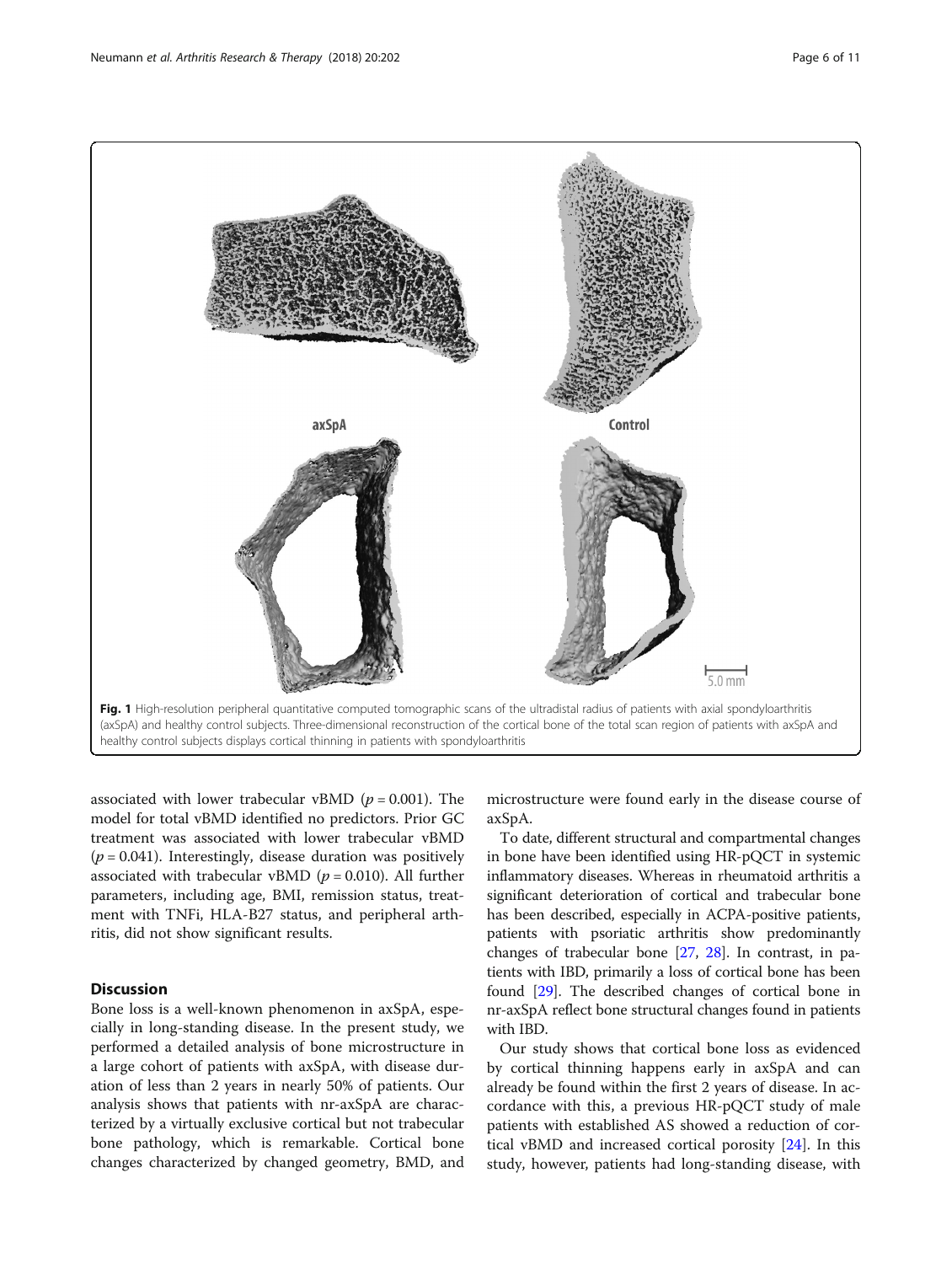Fig. 1 High-resolution peripheral quantitative computed tomographic scans of the ultradistal radius of patients with axial spondyloarthritis (axSpA) and healthy control subjects. Three-dimensional reconstruction of the cortical bone of the total scan region of patients with axSpA and healthy control subjects displays cortical thinning in patients with spondyloarthritis

associated with lower trabecular vBMD ($p = 0.001$). The model for total vBMD identified no predictors. Prior GC treatment was associated with lower trabecular vBMD ($p = 0.041$). Interestingly, disease duration was positively associated with trabecular vBMD ($p = 0.010$). All further parameters, including age, BMI, remission status, treatment with TNFi, HLA-B27 status, and peripheral arthritis, did not show significant results.

## Discussion

Bone loss is a well-known phenomenon in axSpA, especially in long-standing disease. In the present study, we performed a detailed analysis of bone microstructure in a large cohort of patients with axSpA, with disease duration of less than 2 years in nearly 50% of patients. Our analysis shows that patients with nr-axSpA are characterized by a virtually exclusive cortical but not trabecular bone pathology, which is remarkable. Cortical bone changes characterized by changed geometry, BMD, and microstructure were found early in the disease course of axSpA.

To date, different structural and compartmental changes in bone have been identified using HR-pQCT in systemic inflammatory diseases. Whereas in rheumatoid arthritis a significant deterioration of cortical and trabecular bone has been described, especially in ACPA-positive patients, patients with psoriatic arthritis show predominantly changes of trabecular bone [27, 28]. In contrast, in patients with IBD, primarily a loss of cortical bone has been found [29]. The described changes of cortical bone in nr-axSpA reflect bone structural changes found in patients with IBD.

Our study shows that cortical bone loss as evidenced by cortical thinning happens early in axSpA and can already be found within the first 2 years of disease. In accordance with this, a previous HR-pQCT study of male patients with established AS showed a reduction of cortical vBMD and increased cortical porosity [24]. In this study, however, patients had long-standing disease, with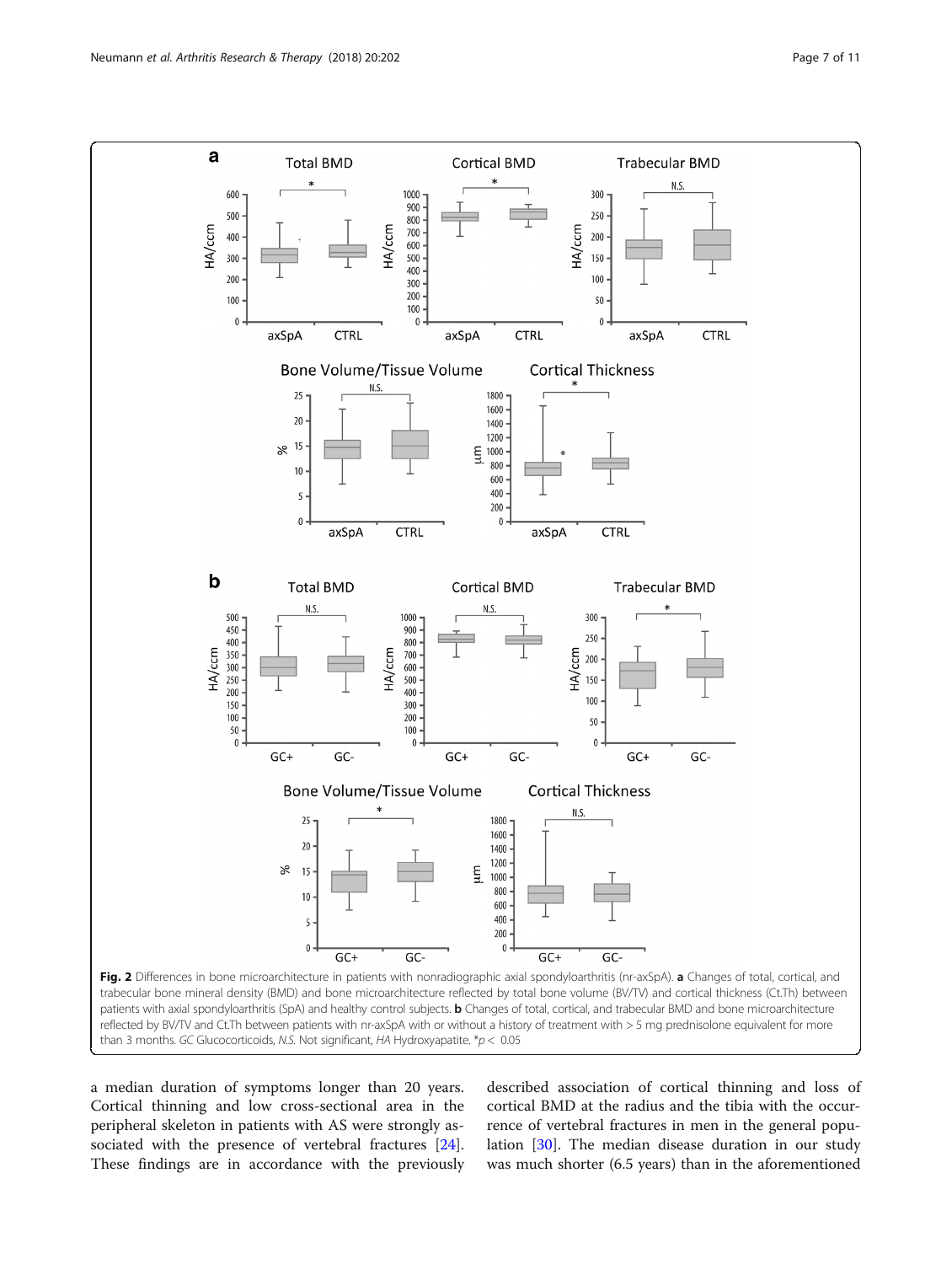**Fig. 2** Differences in bone microarchitecture in patients with nonradiographic axial spondyloarthritis (nr-axSpA). **a** Changes of total, cortical, and trabecular bone mineral density (BMD) and bone microarchitecture reflected by total bone volume (BV/TV) and cortical thickness (Ct.Th) between patients with axial spondyloarthritis (SpA) and healthy control subjects. **b** Changes of total, cortical, and trabecular BMD and bone microarchitecture reflected by BV/TV and Ct.Th between patients with nr-axSpA with or without a history of treatment with > 5 mg prednisolone equivalent for more than 3 months. *GC* Glucocorticoids, *N.S.* Not significant, *HA* Hydroxyapatite. *$p < 0.05$

a median duration of symptoms longer than 20 years. Cortical thinning and low cross-sectional area in the peripheral skeleton in patients with AS were strongly associated with the presence of vertebral fractures [24]. These findings are in accordance with the previously described association of cortical thinning and loss of cortical BMD at the radius and the tibia with the occurrence of vertebral fractures in men in the general population [30]. The median disease duration in our study was much shorter (6.5 years) than in the aforementioned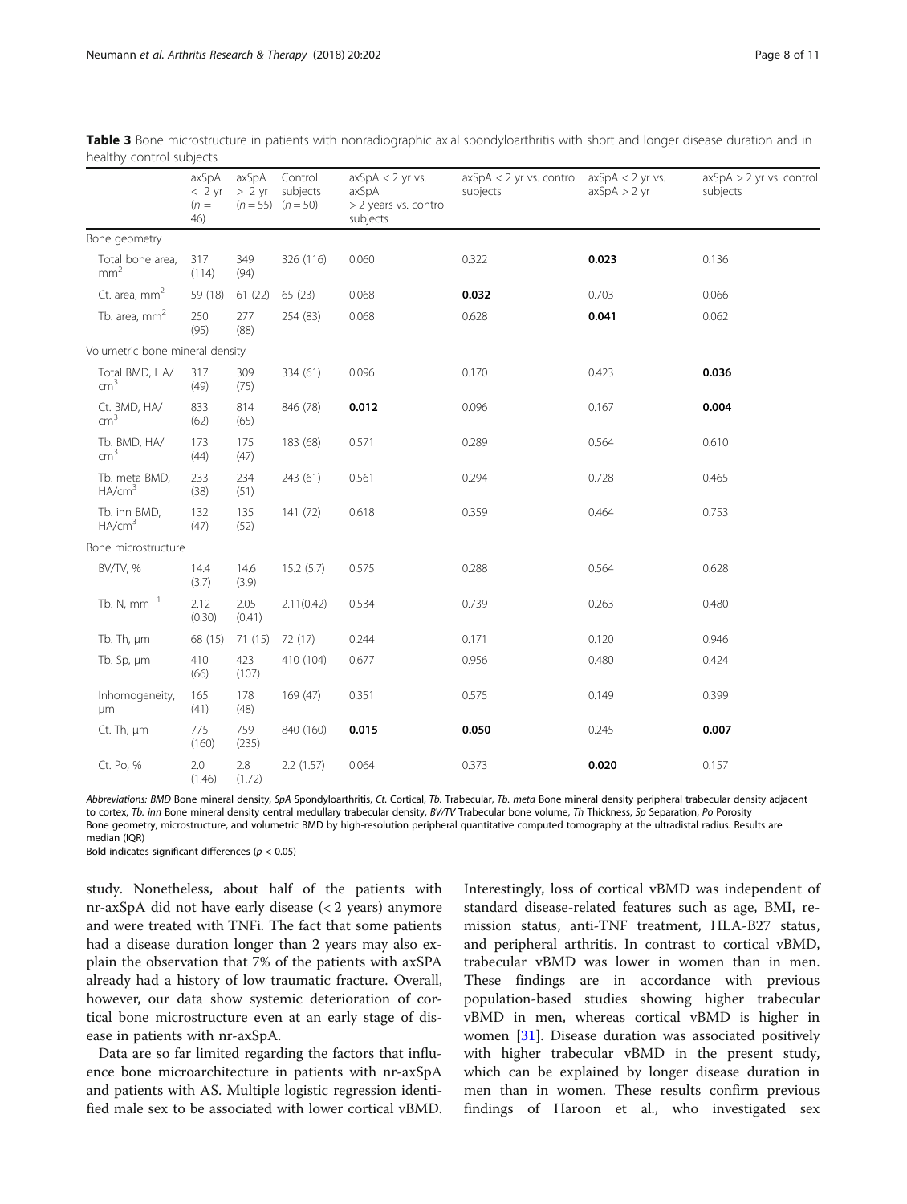**Table 3** Bone microstructure in patients with nonradiographic axial spondyloarthritis with short and longer disease duration and in healthy control subjects

| | axSpA < 2 yr (n = 46) | axSpA > 2 yr (n = 55) | Control subjects (n = 50) | axSpA < 2 yr vs. axSpA > 2 years vs. control subjects | axSpA < 2 yr vs. control subjects | axSpA < 2 yr vs. axSpA > 2 yr | axSpA > 2 yr vs. control subjects |
|---|---|---|---|---|---|---|---|
| Bone geometry | | | | | | | |
| Total bone area, mm² | 317 (114) | 349 (94) | 326 (116) | 0.060 | 0.322 | **0.023** | 0.136 |
| Ct. area, mm² | 59 (18) | 61 (22) | 65 (23) | 0.068 | **0.032** | 0.703 | 0.066 |
| Tb. area, mm² | 250 (95) | 277 (88) | 254 (83) | 0.068 | 0.628 | **0.041** | 0.062 |
| Volumetric bone mineral density | | | | | | | |
| Total BMD, HA/cm³ | 317 (49) | 309 (75) | 334 (61) | 0.096 | 0.170 | 0.423 | **0.036** |
| Ct. BMD, HA/cm³ | 833 (62) | 814 (65) | 846 (78) | **0.012** | 0.096 | 0.167 | **0.004** |
| Tb. BMD, HA/cm³ | 173 (44) | 175 (47) | 183 (68) | 0.571 | 0.289 | 0.564 | 0.610 |
| Tb. meta BMD, HA/cm³ | 233 (38) | 234 (51) | 243 (61) | 0.561 | 0.294 | 0.728 | 0.465 |
| Tb. inn BMD, HA/cm³ | 132 (47) | 135 (52) | 141 (72) | 0.618 | 0.359 | 0.464 | 0.753 |
| Bone microstructure | | | | | | | |
| BV/TV, % | 14.4 (3.7) | 14.6 (3.9) | 15.2 (5.7) | 0.575 | 0.288 | 0.564 | 0.628 |
| Tb. N, mm⁻¹ | 2.12 (0.30) | 2.05 (0.41) | 2.11(0.42) | 0.534 | 0.739 | 0.263 | 0.480 |
| Tb. Th, μm | 68 (15) | 71 (15) | 72 (17) | 0.244 | 0.171 | 0.120 | 0.946 |
| Tb. Sp, μm | 410 (66) | 423 (107) | 410 (104) | 0.677 | 0.956 | 0.480 | 0.424 |
| Inhomogeneity, μm | 165 (41) | 178 (48) | 169 (47) | 0.351 | 0.575 | 0.149 | 0.399 |
| Ct. Th, μm | 775 (160) | 759 (235) | 840 (160) | **0.015** | **0.050** | 0.245 | **0.007** |
| Ct. Po, % | 2.0 (1.46) | 2.8 (1.72) | 2.2 (1.57) | 0.064 | 0.373 | **0.020** | 0.157 |

*Abbreviations: BMD* Bone mineral density, *SpA* Spondyloarthritis, *Ct.* Cortical, *Tb.* Trabecular, *Tb. meta* Bone mineral density peripheral trabecular density adjacent to cortex, *Tb. inn* Bone mineral density central medullary trabecular density, *BV/TV* Trabecular bone volume, *Th* Thickness, *Sp* Separation, *Po* Porosity
Bone geometry, microstructure, and volumetric BMD by high-resolution peripheral quantitative computed tomography at the ultradistal radius. Results are median (IQR)
Bold indicates significant differences ($p < 0.05$)

study. Nonetheless, about half of the patients with nr-axSpA did not have early disease (< 2 years) anymore and were treated with TNFi. The fact that some patients had a disease duration longer than 2 years may also explain the observation that 7% of the patients with axSPA already had a history of low traumatic fracture. Overall, however, our data show systemic deterioration of cortical bone microstructure even at an early stage of disease in patients with nr-axSpA.

Data are so far limited regarding the factors that influence bone microarchitecture in patients with nr-axSpA and patients with AS. Multiple logistic regression identified male sex to be associated with lower cortical vBMD. Interestingly, loss of cortical vBMD was independent of standard disease-related features such as age, BMI, remission status, anti-TNF treatment, HLA-B27 status, and peripheral arthritis. In contrast to cortical vBMD, trabecular vBMD was lower in women than in men. These findings are in accordance with previous population-based studies showing higher trabecular vBMD in men, whereas cortical vBMD is higher in women [31]. Disease duration was associated positively with higher trabecular vBMD in the present study, which can be explained by longer disease duration in men than in women. These results confirm previous findings of Haroon et al., who investigated sex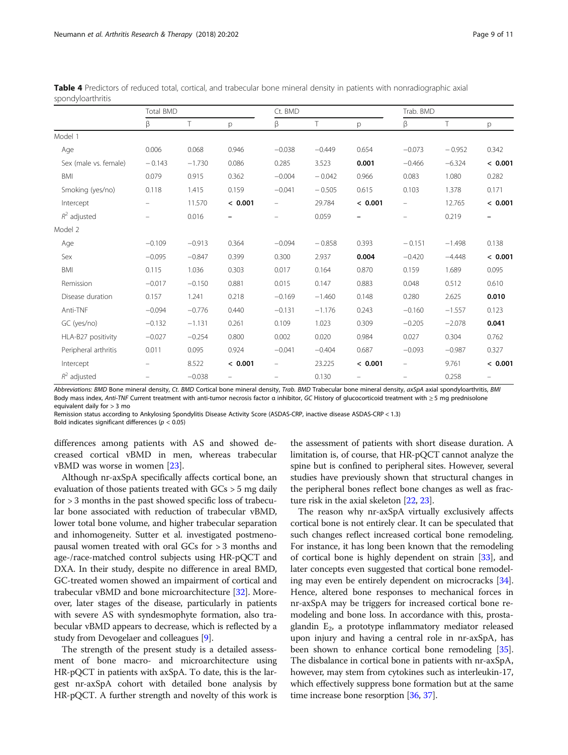**Table 4** Predictors of reduced total, cortical, and trabecular bone mineral density in patients with nonradiographic axial spondyloarthritis

| | Total BMD | | | Ct. BMD | | | Trab. BMD | | |
|---|---|---|---|---|---|---|---|---|---|
| | β | T | p | β | T | p | β | T | p |
| Model 1 | | | | | | | | | |
| Age | 0.006 | 0.068 | 0.946 | −0.038 | −0.449 | 0.654 | −0.073 | −0.952 | 0.342 |
| Sex (male vs. female) | −0.143 | −1.730 | 0.086 | 0.285 | 3.523 | **0.001** | −0.466 | −6.324 | **< 0.001** |
| BMI | 0.079 | 0.915 | 0.362 | −0.004 | −0.042 | 0.966 | 0.083 | 1.080 | 0.282 |
| Smoking (yes/no) | 0.118 | 1.415 | 0.159 | −0.041 | −0.505 | 0.615 | 0.103 | 1.378 | 0.171 |
| Intercept | – | 11.570 | **< 0.001** | – | 29.784 | **< 0.001** | – | 12.765 | **< 0.001** |
| $R^2$ adjusted | – | 0.016 | – | – | 0.059 | – | – | 0.219 | – |
| Model 2 | | | | | | | | | |
| Age | −0.109 | −0.913 | 0.364 | −0.094 | −0.858 | 0.393 | −0.151 | −1.498 | 0.138 |
| Sex | −0.095 | −0.847 | 0.399 | 0.300 | 2.937 | **0.004** | −0.420 | −4.448 | **< 0.001** |
| BMI | 0.115 | 1.036 | 0.303 | 0.017 | 0.164 | 0.870 | 0.159 | 1.689 | 0.095 |
| Remission | −0.017 | −0.150 | 0.881 | 0.015 | 0.147 | 0.883 | 0.048 | 0.512 | 0.610 |
| Disease duration | 0.157 | 1.241 | 0.218 | −0.169 | −1.460 | 0.148 | 0.280 | 2.625 | **0.010** |
| Anti-TNF | −0.094 | −0.776 | 0.440 | −0.131 | −1.176 | 0.243 | −0.160 | −1.557 | 0.123 |
| GC (yes/no) | −0.132 | −1.131 | 0.261 | 0.109 | 1.023 | 0.309 | −0.205 | −2.078 | **0.041** |
| HLA-B27 positivity | −0.027 | −0.254 | 0.800 | 0.002 | 0.020 | 0.984 | 0.027 | 0.304 | 0.762 |
| Peripheral arthritis | 0.011 | 0.095 | 0.924 | −0.041 | −0.404 | 0.687 | −0.093 | −0.987 | 0.327 |
| Intercept | – | 8.522 | **< 0.001** | – | 23.225 | **< 0.001** | – | 9.761 | **< 0.001** |
| $R^2$ adjusted | – | −0.038 | – | – | 0.130 | – | – | 0.258 | – |

*Abbreviations: BMD* Bone mineral density, *Ct. BMD* Cortical bone mineral density, *Trab. BMD* Trabecular bone mineral density, *axSpA* axial spondyloarthritis, *BMI* Body mass index, *Anti-TNF* Current treatment with anti-tumor necrosis factor α inhibitor, *GC* History of glucocorticoid treatment with ≥ 5 mg prednisolone equivalent daily for > 3 mo

Remission status according to Ankylosing Spondylitis Disease Activity Score (ASDAS-CRP, inactive disease ASDAS-CRP < 1.3)

Bold indicates significant differences ($p < 0.05$)

differences among patients with AS and showed decreased cortical vBMD in men, whereas trabecular vBMD was worse in women [23].

Although nr-axSpA specifically affects cortical bone, an evaluation of those patients treated with GCs > 5 mg daily for > 3 months in the past showed specific loss of trabecular bone associated with reduction of trabecular vBMD, lower total bone volume, and higher trabecular separation and inhomogeneity. Sutter et al. investigated postmenopausal women treated with oral GCs for > 3 months and age-/race-matched control subjects using HR-pQCT and DXA. In their study, despite no difference in areal BMD, GC-treated women showed an impairment of cortical and trabecular vBMD and bone microarchitecture [32]. Moreover, later stages of the disease, particularly in patients with severe AS with syndesmophyte formation, also trabecular vBMD appears to decrease, which is reflected by a study from Devogelaer and colleagues [9].

The strength of the present study is a detailed assessment of bone macro- and microarchitecture using HR-pQCT in patients with axSpA. To date, this is the largest nr-axSpA cohort with detailed bone analysis by HR-pQCT. A further strength and novelty of this work is the assessment of patients with short disease duration. A limitation is, of course, that HR-pQCT cannot analyze the spine but is confined to peripheral sites. However, several studies have previously shown that structural changes in the peripheral bones reflect bone changes as well as fracture risk in the axial skeleton [22, 23].

The reason why nr-axSpA virtually exclusively affects cortical bone is not entirely clear. It can be speculated that such changes reflect increased cortical bone remodeling. For instance, it has long been known that the remodeling of cortical bone is highly dependent on strain [33], and later concepts even suggested that cortical bone remodeling may even be entirely dependent on microcracks [34]. Hence, altered bone responses to mechanical forces in nr-axSpA may be triggers for increased cortical bone remodeling and bone loss. In accordance with this, prostaglandin $E_2$, a prototype inflammatory mediator released upon injury and having a central role in nr-axSpA, has been shown to enhance cortical bone remodeling [35]. The disbalance in cortical bone in patients with nr-axSpA, however, may stem from cytokines such as interleukin-17, which effectively suppress bone formation but at the same time increase bone resorption [36, 37].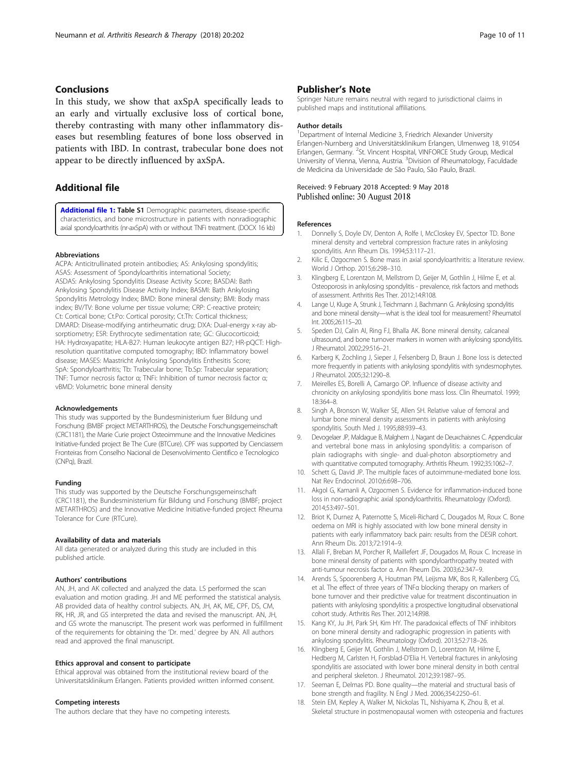## Conclusions

In this study, we show that axSpA specifically leads to an early and virtually exclusive loss of cortical bone, thereby contrasting with many other inflammatory diseases but resembling features of bone loss observed in patients with IBD. In contrast, trabecular bone does not appear to be directly influenced by axSpA.

## Additional file

**Additional file 1: Table S1** Demographic parameters, disease-specific characteristics, and bone microstructure in patients with nonradiographic axial spondyloarthritis (nr-axSpA) with or without TNFi treatment. (DOCX 16 kb)

#### Abbreviations

ACPA: Anticitrullinated protein antibodies; AS: Ankylosing spondylitis; ASAS: Assessment of Spondyloarthritis international Society; ASDAS: Ankylosing Spondylitis Disease Activity Score; BASDAI: Bath Ankylosing Spondylitis Disease Activity Index; BASMI: Bath Ankylosing Spondylitis Metrology Index; BMD: Bone mineral density; BMI: Body mass index; BV/TV: Bone volume per tissue volume; CRP: C-reactive protein; Ct: Cortical bone; Ct.Po: Cortical porosity; Ct.Th: Cortical thickness; DMARD: Disease-modifying antirheumatic drug; DXA: Dual-energy x-ray absorptiometry; ESR: Erythrocyte sedimentation rate; GC: Glucocorticoid; HA: Hydroxyapatite; HLA-B27: Human leukocyte antigen B27; HR-pQCT: High-resolution quantitative computed tomography; IBD: Inflammatory bowel disease; MASES: Maastricht Ankylosing Spondylitis Enthesitis Score; SpA: Spondyloarthritis; Tb: Trabecular bone; Tb.Sp: Trabecular separation; TNF: Tumor necrosis factor α; TNFi: Inhibition of tumor necrosis factor α; vBMD: Volumetric bone mineral density

#### Acknowledgements

This study was supported by the Bundesministerium fuer Bildung und Forschung (BMBF project METARTHROS), the Deutsche Forschungsgemeinschaft (CRC1181), the Marie Curie project Osteoimmune and the Innovative Medicines Initiative-funded project Be The Cure (BTCure). CPF was supported by Cienciassem Fronteiras from Conselho Nacional de Desenvolvimento Cientifico e Tecnologico (CNPq), Brazil.

#### Funding

This study was supported by the Deutsche Forschungsgemeinschaft (CRC1181), the Bundesministerium für Bildung und Forschung (BMBF; project METARTHROS) and the Innovative Medicine Initiative-funded project Rheuma Tolerance for Cure (RTCure).

#### Availability of data and materials

All data generated or analyzed during this study are included in this published article.

#### Authors' contributions

AN, JH, and AK collected and analyzed the data. LS performed the scan evaluation and motion grading. JH and ME performed the statistical analysis. AB provided data of healthy control subjects. AN, JH, AK, ME, CPF, DS, CM, RK, HR, JR, and GS interpreted the data and revised the manuscript. AN, JH, and GS wrote the manuscript. The present work was performed in fulfillment of the requirements for obtaining the 'Dr. med.' degree by AN. All authors read and approved the final manuscript.

#### Ethics approval and consent to participate

Ethical approval was obtained from the institutional review board of the Universitatsklinikum Erlangen. Patients provided written informed consent.

#### Competing interests

The authors declare that they have no competing interests.

## Publisher's Note

Springer Nature remains neutral with regard to jurisdictional claims in published maps and institutional affiliations.

#### Author details

[1]Department of Internal Medicine 3, Friedrich Alexander University Erlangen-Nurnberg and Universitätsklinikum Erlangen, Ulmenweg 18, 91054 Erlangen, Germany. [2]St. Vincent Hospital, VINFORCE Study Group, Medical University of Vienna, Vienna, Austria. [3]Division of Rheumatology, Faculdade de Medicina da Universidade de São Paulo, São Paulo, Brazil.

Received: 9 February 2018 Accepted: 9 May 2018
Published online: 30 August 2018

#### References

1. Donnelly S, Doyle DV, Denton A, Rolfe I, McCloskey EV, Spector TD. Bone mineral density and vertebral compression fracture rates in ankylosing spondylitis. Ann Rheum Dis. 1994;53:117–21.
2. Kilic E, Ozgocmen S. Bone mass in axial spondyloarthritis: a literature review. World J Orthop. 2015;6:298–310.
3. Klingberg E, Lorentzon M, Mellstrom D, Geijer M, Gothlin J, Hilme E, et al. Osteoporosis in ankylosing spondylitis - prevalence, risk factors and methods of assessment. Arthritis Res Ther. 2012;14:R108.
4. Lange U, Kluge A, Strunk J, Teichmann J, Bachmann G. Ankylosing spondylitis and bone mineral density—what is the ideal tool for measurement? Rheumatol Int. 2005;26:115–20.
5. Speden DJ, Calin AI, Ring FJ, Bhalla AK. Bone mineral density, calcaneal ultrasound, and bone turnover markers in women with ankylosing spondylitis. J Rheumatol. 2002;29:516–21.
6. Karberg K, Zochling J, Sieper J, Felsenberg D, Braun J. Bone loss is detected more frequently in patients with ankylosing spondylitis with syndesmophytes. J Rheumatol. 2005;32:1290–8.
7. Meirelles ES, Borelli A, Camargo OP. Influence of disease activity and chronicity on ankylosing spondylitis bone mass loss. Clin Rheumatol. 1999;18:364–8.
8. Singh A, Bronson W, Walker SE, Allen SH. Relative value of femoral and lumbar bone mineral density assessments in patients with ankylosing spondylitis. South Med J. 1995;88:939–43.
9. Devogelaer JP, Maldague B, Malghem J, Nagant de Deuxchaisnes C. Appendicular and vertebral bone mass in ankylosing spondylitis: a comparison of plain radiographs with single- and dual-photon absorptiometry and with quantitative computed tomography. Arthritis Rheum. 1992;35:1062–7.
10. Schett G, David JP. The multiple faces of autoimmune-mediated bone loss. Nat Rev Endocrinol. 2010;6:698–706.
11. Akgol G, Kamanli A, Ozgocmen S. Evidence for inflammation-induced bone loss in non-radiographic axial spondyloarthritis. Rheumatology (Oxford). 2014;53:497–501.
12. Briot K, Durnez A, Paternotte S, Miceli-Richard C, Dougados M, Roux C. Bone oedema on MRI is highly associated with low bone mineral density in patients with early inflammatory back pain: results from the DESIR cohort. Ann Rheum Dis. 2013;72:1914–9.
13. Allali F, Breban M, Porcher R, Maillefert JF, Dougados M, Roux C. Increase in bone mineral density of patients with spondyloarthropathy treated with anti-tumour necrosis factor α. Ann Rheum Dis. 2003;62:347–9.
14. Arends S, Spoorenberg A, Houtman PM, Leijsma MK, Bos R, Kallenberg CG, et al. The effect of three years of TNFα blocking therapy on markers of bone turnover and their predictive value for treatment discontinuation in patients with ankylosing spondylitis: a prospective longitudinal observational cohort study. Arthritis Res Ther. 2012;14:R98.
15. Kang KY, Ju JH, Park SH, Kim HY. The paradoxical effects of TNF inhibitors on bone mineral density and radiographic progression in patients with ankylosing spondylitis. Rheumatology (Oxford). 2013;52:718–26.
16. Klingberg E, Geijer M, Gothlin J, Mellstrom D, Lorentzon M, Hilme E, Hedberg M, Carlsten H, Forsblad-D'Elia H. Vertebral fractures in ankylosing spondylitis are associated with lower bone mineral density in both central and peripheral skeleton. J Rheumatol. 2012;39:1987–95.
17. Seeman E, Delmas PD. Bone quality—the material and structural basis of bone strength and fragility. N Engl J Med. 2006;354:2250–61.
18. Stein EM, Kepley A, Walker M, Nickolas TL, Nishiyama K, Zhou B, et al. Skeletal structure in postmenopausal women with osteopenia and fractures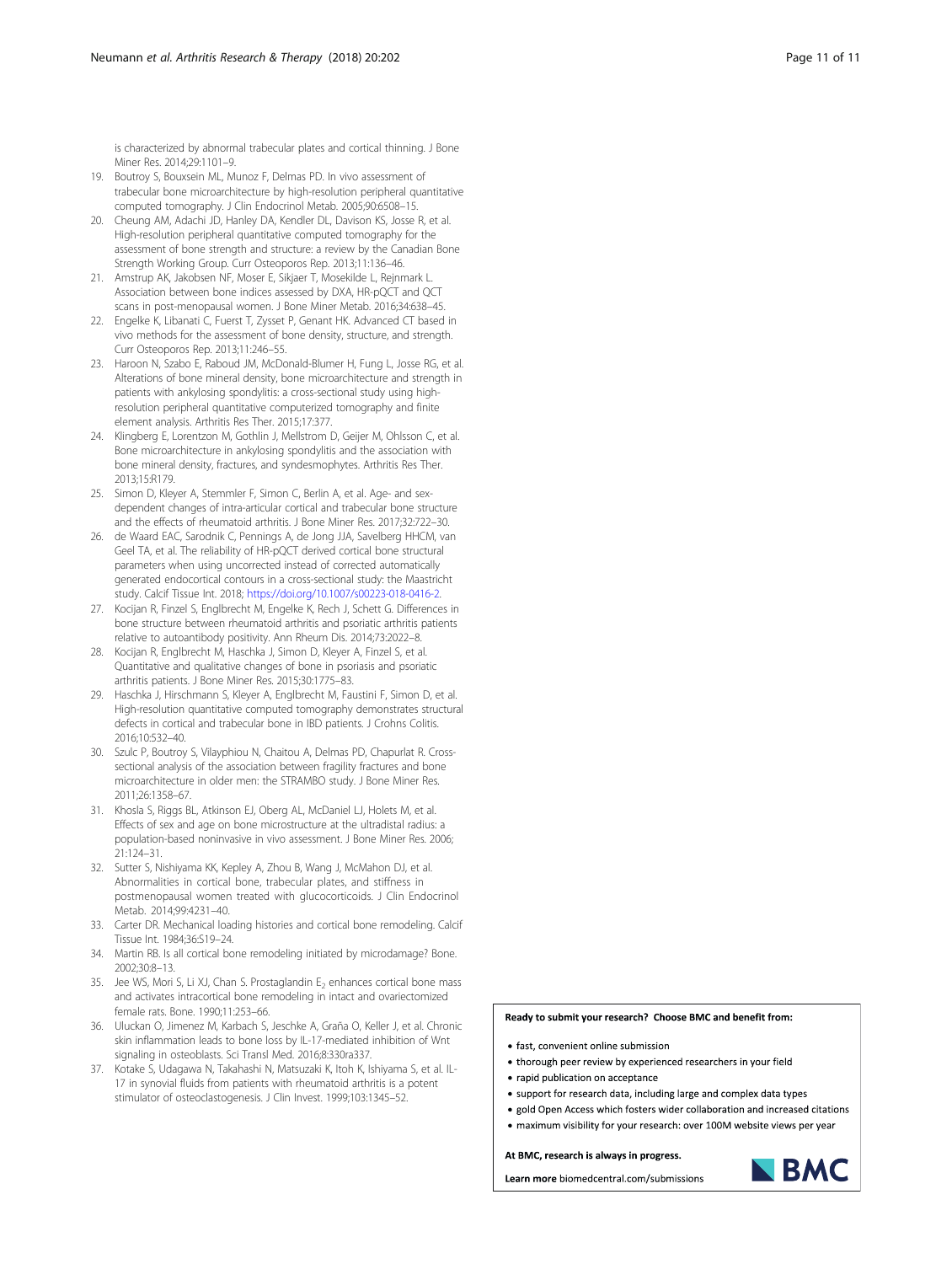is characterized by abnormal trabecular plates and cortical thinning. J Bone Miner Res. 2014;29:1101–9.

19. Boutroy S, Bouxsein ML, Munoz F, Delmas PD. In vivo assessment of trabecular bone microarchitecture by high-resolution peripheral quantitative computed tomography. J Clin Endocrinol Metab. 2005;90:6508–15.
20. Cheung AM, Adachi JD, Hanley DA, Kendler DL, Davison KS, Josse R, et al. High-resolution peripheral quantitative computed tomography for the assessment of bone strength and structure: a review by the Canadian Bone Strength Working Group. Curr Osteoporos Rep. 2013;11:136–46.
21. Amstrup AK, Jakobsen NF, Moser E, Sikjaer T, Mosekilde L, Rejnmark L. Association between bone indices assessed by DXA, HR-pQCT and QCT scans in post-menopausal women. J Bone Miner Metab. 2016;34:638–45.
22. Engelke K, Libanati C, Fuerst T, Zysset P, Genant HK. Advanced CT based in vivo methods for the assessment of bone density, structure, and strength. Curr Osteoporos Rep. 2013;11:246–55.
23. Haroon N, Szabo E, Raboud JM, McDonald-Blumer H, Fung L, Josse RG, et al. Alterations of bone mineral density, bone microarchitecture and strength in patients with ankylosing spondylitis: a cross-sectional study using high-resolution peripheral quantitative computerized tomography and finite element analysis. Arthritis Res Ther. 2015;17:377.
24. Klingberg E, Lorentzon M, Gothlin J, Mellstrom D, Geijer M, Ohlsson C, et al. Bone microarchitecture in ankylosing spondylitis and the association with bone mineral density, fractures, and syndesmophytes. Arthritis Res Ther. 2013;15:R179.
25. Simon D, Kleyer A, Stemmler F, Simon C, Berlin A, et al. Age- and sex-dependent changes of intra-articular cortical and trabecular bone structure and the effects of rheumatoid arthritis. J Bone Miner Res. 2017;32:722–30.
26. de Waard EAC, Sarodnik C, Pennings A, de Jong JJA, Savelberg HHCM, van Geel TA, et al. The reliability of HR-pQCT derived cortical bone structural parameters when using uncorrected instead of corrected automatically generated endocortical contours in a cross-sectional study: the Maastricht study. Calcif Tissue Int. 2018; https://doi.org/10.1007/s00223-018-0416-2.
27. Kocijan R, Finzel S, Englbrecht M, Engelke K, Rech J, Schett G. Differences in bone structure between rheumatoid arthritis and psoriatic arthritis patients relative to autoantibody positivity. Ann Rheum Dis. 2014;73:2022–8.
28. Kocijan R, Englbrecht M, Haschka J, Simon D, Kleyer A, Finzel S, et al. Quantitative and qualitative changes of bone in psoriasis and psoriatic arthritis patients. J Bone Miner Res. 2015;30:1775–83.
29. Haschka J, Hirschmann S, Kleyer A, Englbrecht M, Faustini F, Simon D, et al. High-resolution quantitative computed tomography demonstrates structural defects in cortical and trabecular bone in IBD patients. J Crohns Colitis. 2016;10:532–40.
30. Szulc P, Boutroy S, Vilayphiou N, Chaitou A, Delmas PD, Chapurlat R. Cross-sectional analysis of the association between fragility fractures and bone microarchitecture in older men: the STRAMBO study. J Bone Miner Res. 2011;26:1358–67.
31. Khosla S, Riggs BL, Atkinson EJ, Oberg AL, McDaniel LJ, Holets M, et al. Effects of sex and age on bone microstructure at the ultradistal radius: a population-based noninvasive in vivo assessment. J Bone Miner Res. 2006;21:124–31.
32. Sutter S, Nishiyama KK, Kepley A, Zhou B, Wang J, McMahon DJ, et al. Abnormalities in cortical bone, trabecular plates, and stiffness in postmenopausal women treated with glucocorticoids. J Clin Endocrinol Metab. 2014;99:4231–40.
33. Carter DR. Mechanical loading histories and cortical bone remodeling. Calcif Tissue Int. 1984;36:S19–24.
34. Martin RB. Is all cortical bone remodeling initiated by microdamage? Bone. 2002;30:8–13.
35. Jee WS, Mori S, Li XJ, Chan S. Prostaglandin $E_2$ enhances cortical bone mass and activates intracortical bone remodeling in intact and ovariectomized female rats. Bone. 1990;11:253–66.
36. Uluckan O, Jimenez M, Karbach S, Jeschke A, Graña O, Keller J, et al. Chronic skin inflammation leads to bone loss by IL-17-mediated inhibition of Wnt signaling in osteoblasts. Sci Transl Med. 2016;8:330ra337.
37. Kotake S, Udagawa N, Takahashi N, Matsuzaki K, Itoh K, Ishiyama S, et al. IL-17 in synovial fluids from patients with rheumatoid arthritis is a potent stimulator of osteoclastogenesis. J Clin Invest. 1999;103:1345–52.

**Ready to submit your research? Choose BMC and benefit from:**

- fast, convenient online submission
- thorough peer review by experienced researchers in your field
- rapid publication on acceptance
- support for research data, including large and complex data types
- gold Open Access which fosters wider collaboration and increased citations
- maximum visibility for your research: over 100M website views per year

**At BMC, research is always in progress.**

**Learn more** biomedcentral.com/submissions

BMC